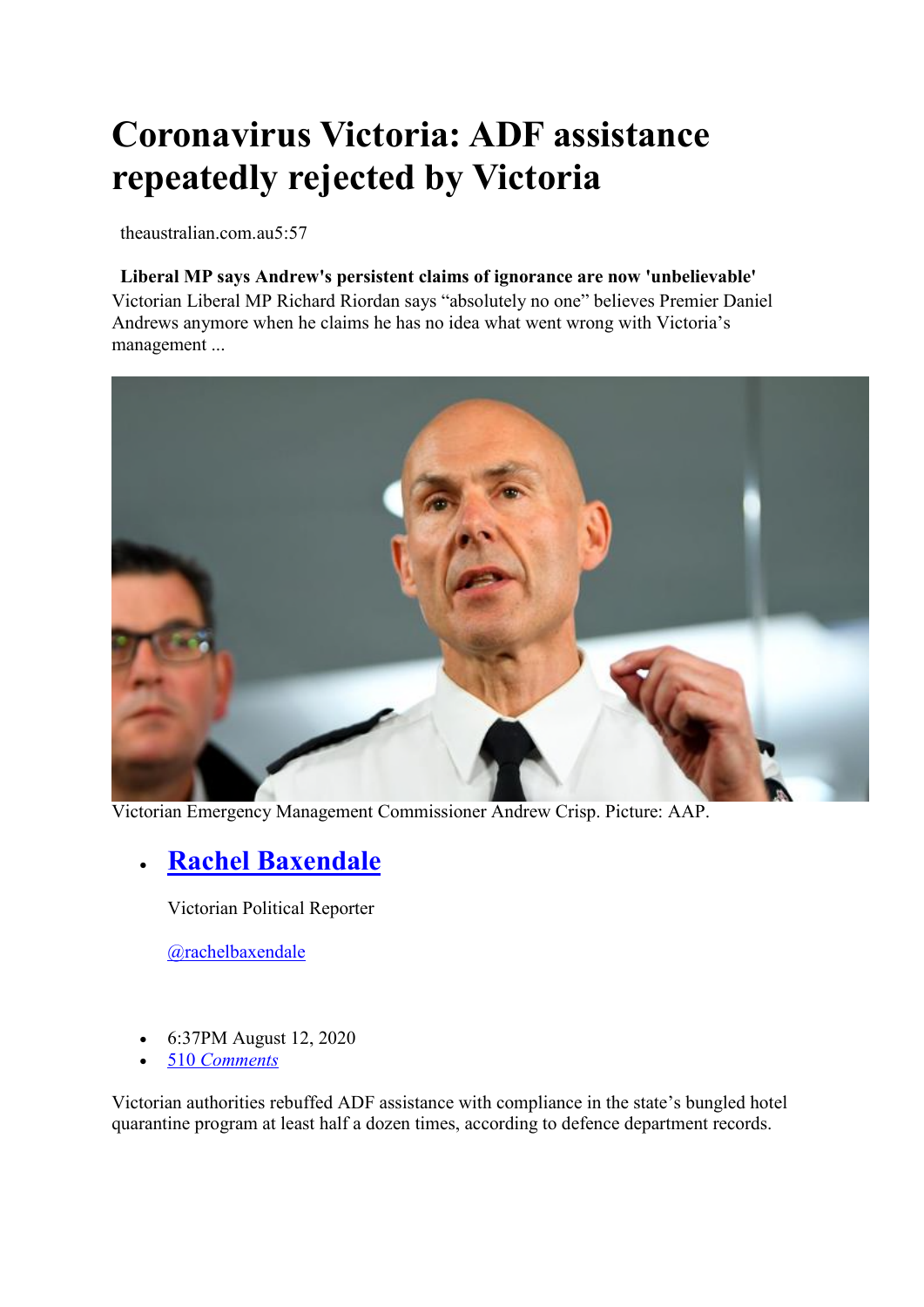# Coronavirus Victoria: ADF assistance repeatedly rejected by Victoria

theaustralian.com.au5:57

**Liberal MP says Andrew's persistent claims of ignorance are now 'unbelievable'**
Victorian Liberal MP Richard Riordan says "absolutely no one" believes Premier Daniel Andrews anymore when he claims he has no idea what went wrong with Victoria's management ...

Victorian Emergency Management Commissioner Andrew Crisp. Picture: AAP.

- ## [Rachel Baxendale]

  Victorian Political Reporter

  [@rachelbaxendale]

- 6:37PM August 12, 2020
- [510 *Comments*]

Victorian authorities rebuffed ADF assistance with compliance in the state's bungled hotel quarantine program at least half a dozen times, according to defence department records.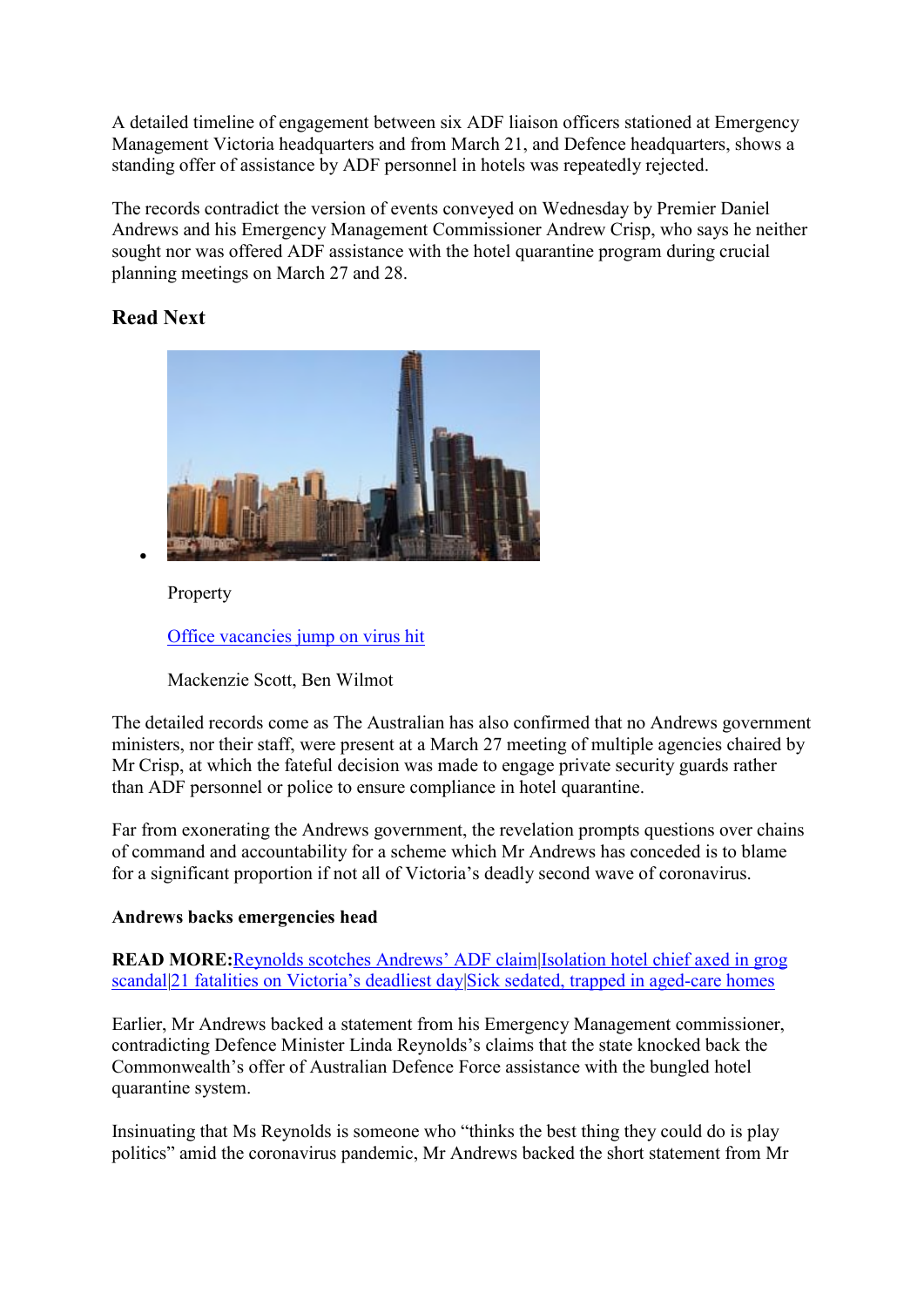A detailed timeline of engagement between six ADF liaison officers stationed at Emergency Management Victoria headquarters and from March 21, and Defence headquarters, shows a standing offer of assistance by ADF personnel in hotels was repeatedly rejected.

The records contradict the version of events conveyed on Wednesday by Premier Daniel Andrews and his Emergency Management Commissioner Andrew Crisp, who says he neither sought nor was offered ADF assistance with the hotel quarantine program during crucial planning meetings on March 27 and 28.

## Read Next

- Property

  Office vacancies jump on virus hit

  Mackenzie Scott, Ben Wilmot

The detailed records come as The Australian has also confirmed that no Andrews government ministers, nor their staff, were present at a March 27 meeting of multiple agencies chaired by Mr Crisp, at which the fateful decision was made to engage private security guards rather than ADF personnel or police to ensure compliance in hotel quarantine.

Far from exonerating the Andrews government, the revelation prompts questions over chains of command and accountability for a scheme which Mr Andrews has conceded is to blame for a significant proportion if not all of Victoria's deadly second wave of coronavirus.

**Andrews backs emergencies head**

**READ MORE:**Reynolds scotches Andrews' ADF claim|Isolation hotel chief axed in grog scandal|21 fatalities on Victoria's deadliest day|Sick sedated, trapped in aged-care homes

Earlier, Mr Andrews backed a statement from his Emergency Management commissioner, contradicting Defence Minister Linda Reynolds's claims that the state knocked back the Commonwealth's offer of Australian Defence Force assistance with the bungled hotel quarantine system.

Insinuating that Ms Reynolds is someone who "thinks the best thing they could do is play politics" amid the coronavirus pandemic, Mr Andrews backed the short statement from Mr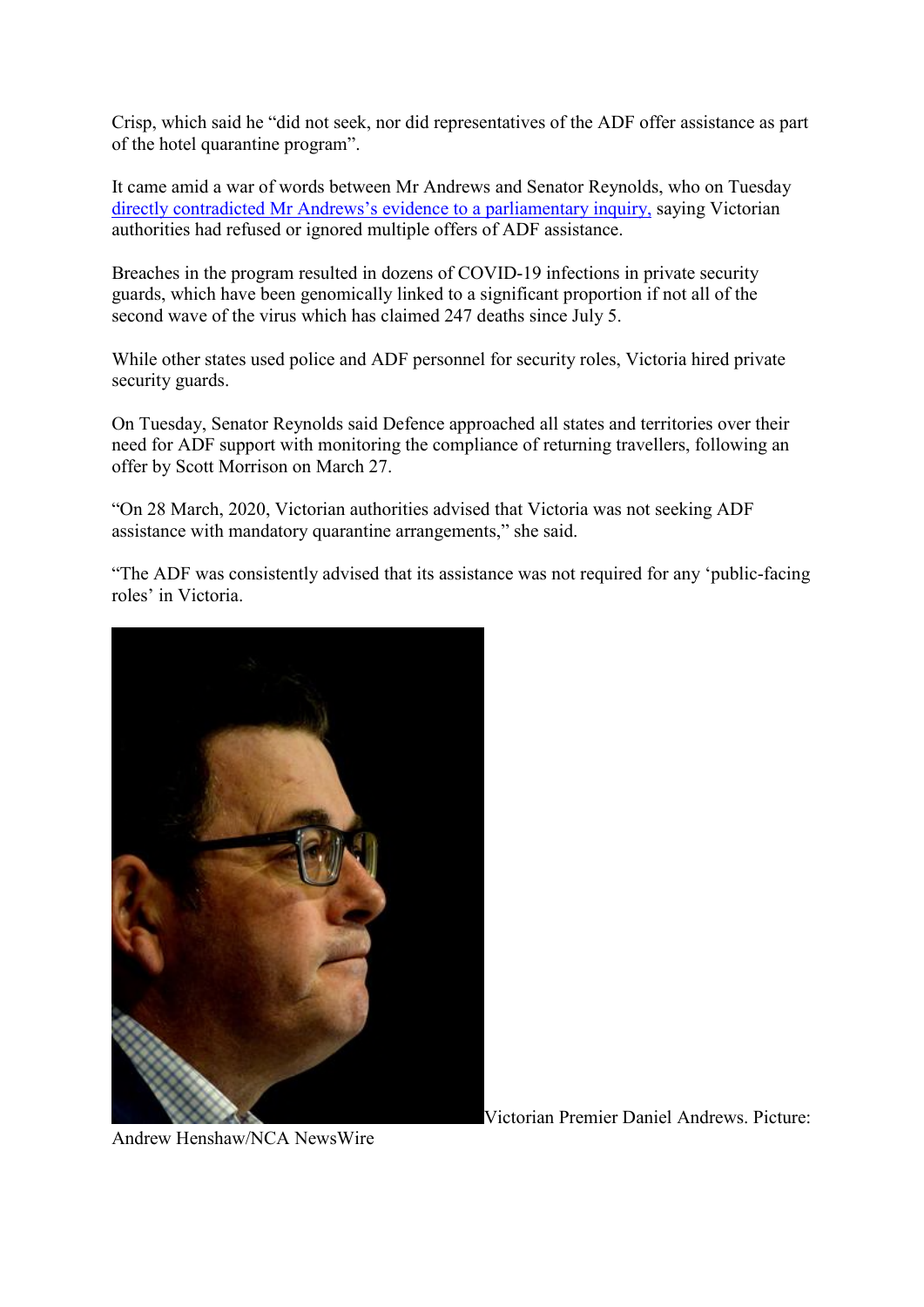Crisp, which said he "did not seek, nor did representatives of the ADF offer assistance as part of the hotel quarantine program".

It came amid a war of words between Mr Andrews and Senator Reynolds, who on Tuesday directly contradicted Mr Andrews's evidence to a parliamentary inquiry, saying Victorian authorities had refused or ignored multiple offers of ADF assistance.

Breaches in the program resulted in dozens of COVID-19 infections in private security guards, which have been genomically linked to a significant proportion if not all of the second wave of the virus which has claimed 247 deaths since July 5.

While other states used police and ADF personnel for security roles, Victoria hired private security guards.

On Tuesday, Senator Reynolds said Defence approached all states and territories over their need for ADF support with monitoring the compliance of returning travellers, following an offer by Scott Morrison on March 27.

"On 28 March, 2020, Victorian authorities advised that Victoria was not seeking ADF assistance with mandatory quarantine arrangements," she said.

"The ADF was consistently advised that its assistance was not required for any 'public-facing roles' in Victoria.

Victorian Premier Daniel Andrews. Picture: Andrew Henshaw/NCA NewsWire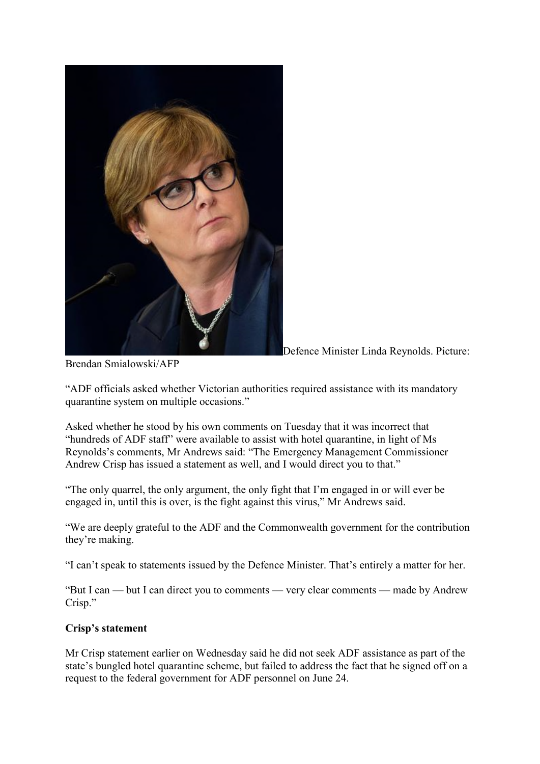Defence Minister Linda Reynolds. Picture: Brendan Smialowski/AFP

"ADF officials asked whether Victorian authorities required assistance with its mandatory quarantine system on multiple occasions."

Asked whether he stood by his own comments on Tuesday that it was incorrect that "hundreds of ADF staff" were available to assist with hotel quarantine, in light of Ms Reynolds's comments, Mr Andrews said: "The Emergency Management Commissioner Andrew Crisp has issued a statement as well, and I would direct you to that."

"The only quarrel, the only argument, the only fight that I'm engaged in or will ever be engaged in, until this is over, is the fight against this virus," Mr Andrews said.

"We are deeply grateful to the ADF and the Commonwealth government for the contribution they're making.

"I can't speak to statements issued by the Defence Minister. That's entirely a matter for her.

"But I can — but I can direct you to comments — very clear comments — made by Andrew Crisp."

**Crisp's statement**

Mr Crisp statement earlier on Wednesday said he did not seek ADF assistance as part of the state's bungled hotel quarantine scheme, but failed to address the fact that he signed off on a request to the federal government for ADF personnel on June 24.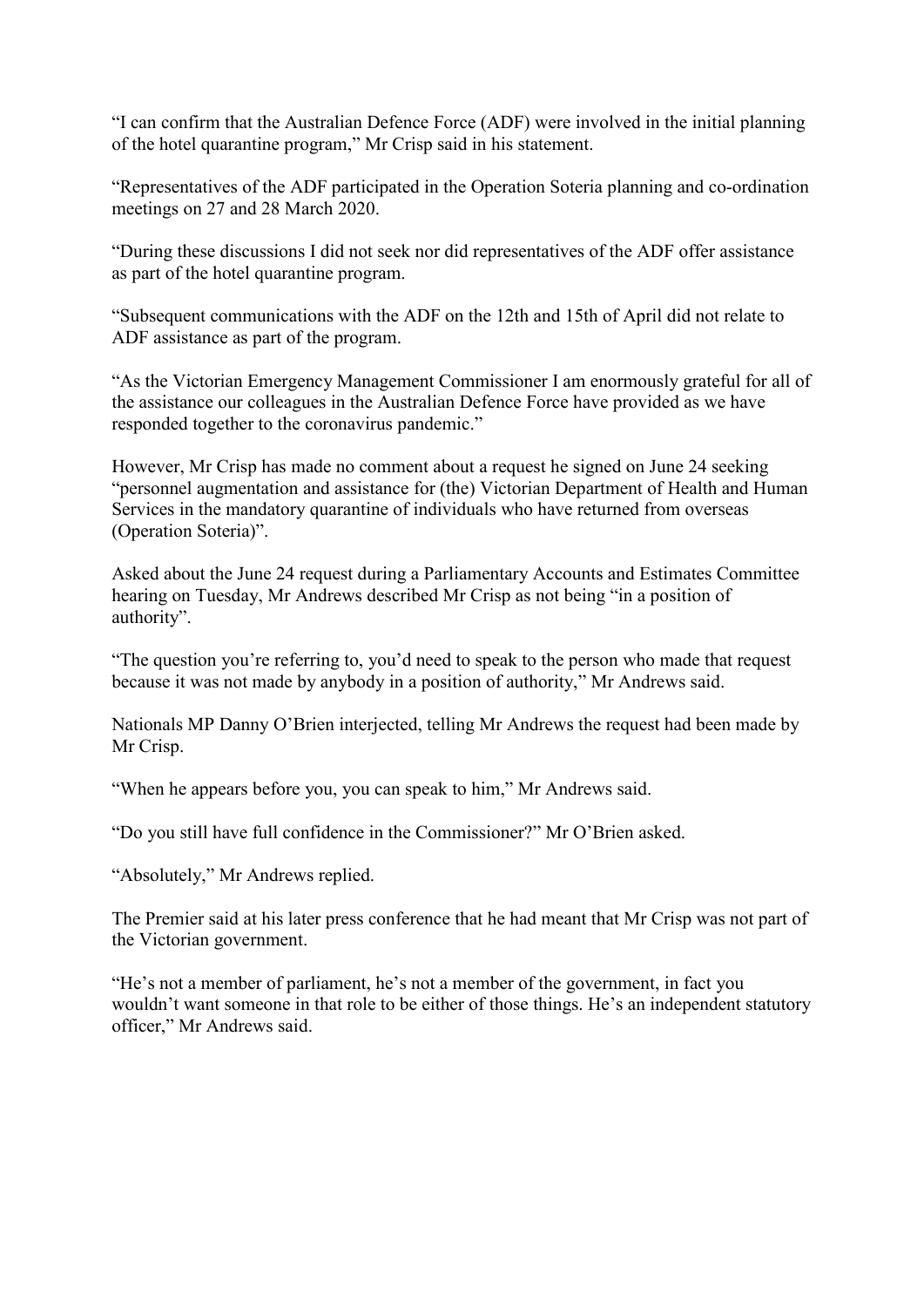"I can confirm that the Australian Defence Force (ADF) were involved in the initial planning of the hotel quarantine program," Mr Crisp said in his statement.

"Representatives of the ADF participated in the Operation Soteria planning and co-ordination meetings on 27 and 28 March 2020.

"During these discussions I did not seek nor did representatives of the ADF offer assistance as part of the hotel quarantine program.

"Subsequent communications with the ADF on the 12th and 15th of April did not relate to ADF assistance as part of the program.

"As the Victorian Emergency Management Commissioner I am enormously grateful for all of the assistance our colleagues in the Australian Defence Force have provided as we have responded together to the coronavirus pandemic."

However, Mr Crisp has made no comment about a request he signed on June 24 seeking "personnel augmentation and assistance for (the) Victorian Department of Health and Human Services in the mandatory quarantine of individuals who have returned from overseas (Operation Soteria)".

Asked about the June 24 request during a Parliamentary Accounts and Estimates Committee hearing on Tuesday, Mr Andrews described Mr Crisp as not being "in a position of authority".

"The question you're referring to, you'd need to speak to the person who made that request because it was not made by anybody in a position of authority," Mr Andrews said.

Nationals MP Danny O'Brien interjected, telling Mr Andrews the request had been made by Mr Crisp.

"When he appears before you, you can speak to him," Mr Andrews said.

"Do you still have full confidence in the Commissioner?" Mr O'Brien asked.

"Absolutely," Mr Andrews replied.

The Premier said at his later press conference that he had meant that Mr Crisp was not part of the Victorian government.

"He's not a member of parliament, he's not a member of the government, in fact you wouldn't want someone in that role to be either of those things. He's an independent statutory officer," Mr Andrews said.